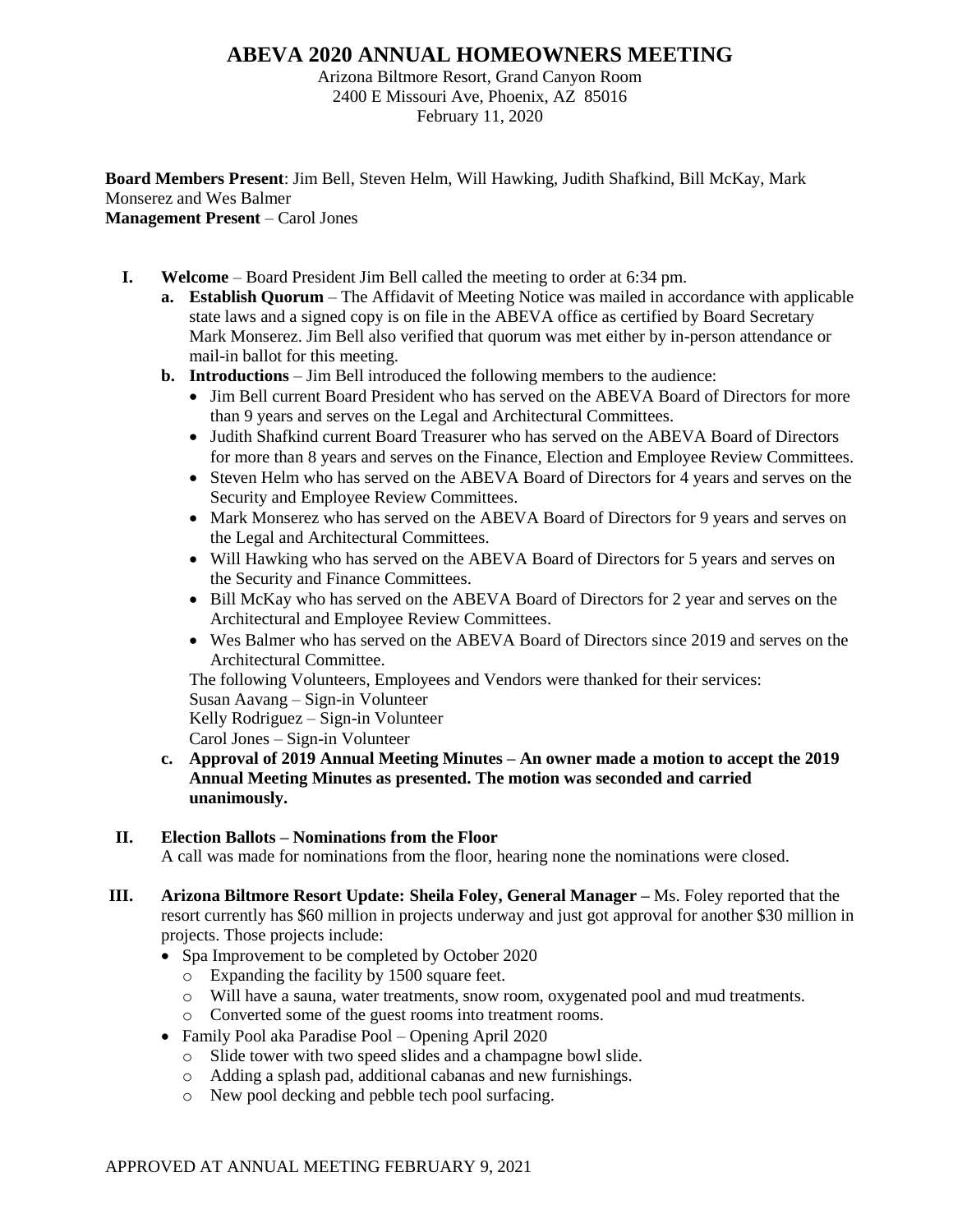# ABEVA 2020 ANNUAL HOMEOWNERS MEETING

Arizona Biltmore Resort, Grand Canyon Room
2400 E Missouri Ave, Phoenix, AZ 85016
February 11, 2020

**Board Members Present**: Jim Bell, Steven Helm, Will Hawking, Judith Shafkind, Bill McKay, Mark Monserez and Wes Balmer
**Management Present** – Carol Jones

**I. Welcome** – Board President Jim Bell called the meeting to order at 6:34 pm.

**a. Establish Quorum** – The Affidavit of Meeting Notice was mailed in accordance with applicable state laws and a signed copy is on file in the ABEVA office as certified by Board Secretary Mark Monserez. Jim Bell also verified that quorum was met either by in-person attendance or mail-in ballot for this meeting.

**b. Introductions** – Jim Bell introduced the following members to the audience:

- Jim Bell current Board President who has served on the ABEVA Board of Directors for more than 9 years and serves on the Legal and Architectural Committees.
- Judith Shafkind current Board Treasurer who has served on the ABEVA Board of Directors for more than 8 years and serves on the Finance, Election and Employee Review Committees.
- Steven Helm who has served on the ABEVA Board of Directors for 4 years and serves on the Security and Employee Review Committees.
- Mark Monserez who has served on the ABEVA Board of Directors for 9 years and serves on the Legal and Architectural Committees.
- Will Hawking who has served on the ABEVA Board of Directors for 5 years and serves on the Security and Finance Committees.
- Bill McKay who has served on the ABEVA Board of Directors for 2 year and serves on the Architectural and Employee Review Committees.
- Wes Balmer who has served on the ABEVA Board of Directors since 2019 and serves on the Architectural Committee.

The following Volunteers, Employees and Vendors were thanked for their services:
Susan Aavang – Sign-in Volunteer
Kelly Rodriguez – Sign-in Volunteer
Carol Jones – Sign-in Volunteer

**c. Approval of 2019 Annual Meeting Minutes – An owner made a motion to accept the 2019 Annual Meeting Minutes as presented. The motion was seconded and carried unanimously.**

**II. Election Ballots – Nominations from the Floor**

A call was made for nominations from the floor, hearing none the nominations were closed.

**III. Arizona Biltmore Resort Update: Sheila Foley, General Manager –** Ms. Foley reported that the resort currently has $60 million in projects underway and just got approval for another $30 million in projects. Those projects include:

- Spa Improvement to be completed by October 2020
  - Expanding the facility by 1500 square feet.
  - Will have a sauna, water treatments, snow room, oxygenated pool and mud treatments.
  - Converted some of the guest rooms into treatment rooms.
- Family Pool aka Paradise Pool – Opening April 2020
  - Slide tower with two speed slides and a champagne bowl slide.
  - Adding a splash pad, additional cabanas and new furnishings.
  - New pool decking and pebble tech pool surfacing.

APPROVED AT ANNUAL MEETING FEBRUARY 9, 2021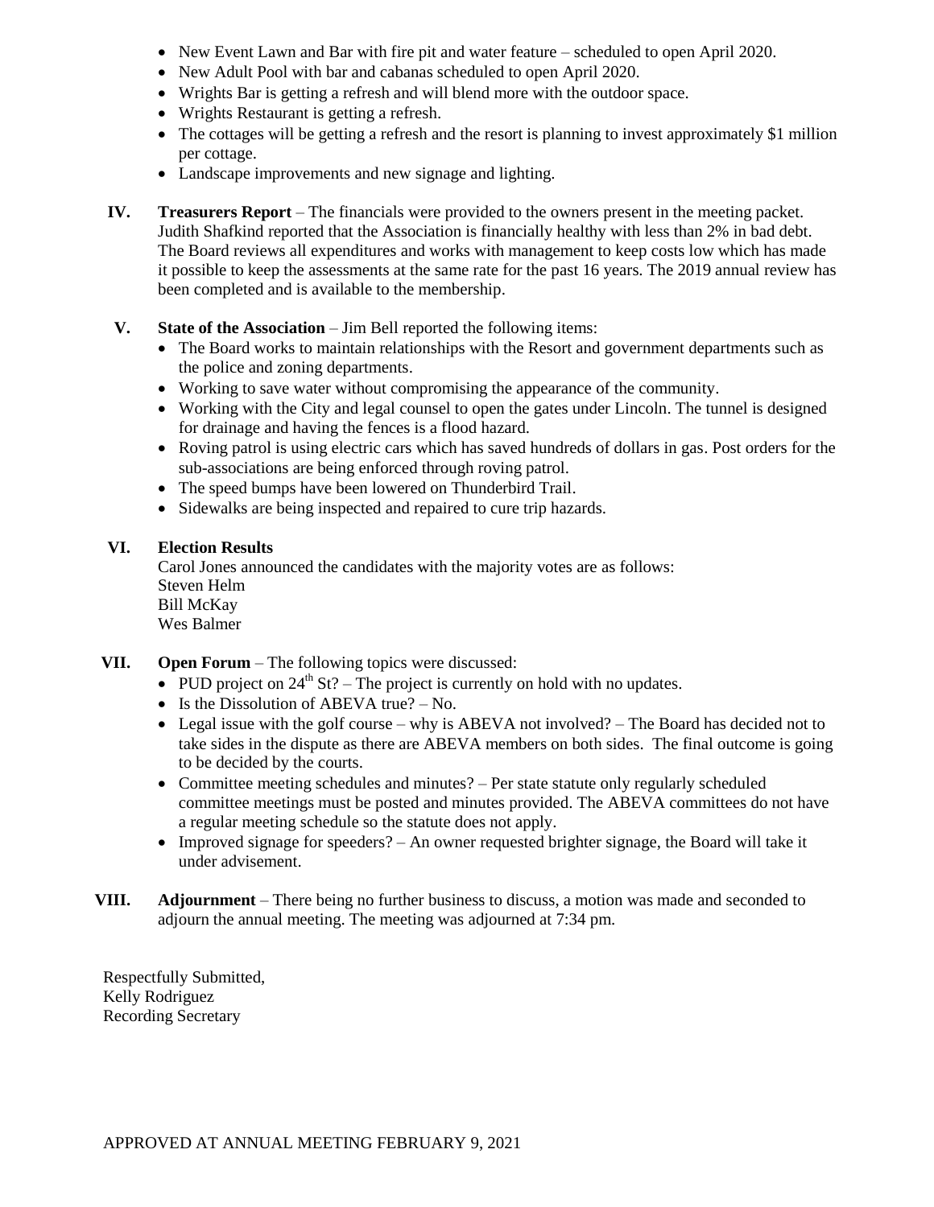- New Event Lawn and Bar with fire pit and water feature – scheduled to open April 2020.
- New Adult Pool with bar and cabanas scheduled to open April 2020.
- Wrights Bar is getting a refresh and will blend more with the outdoor space.
- Wrights Restaurant is getting a refresh.
- The cottages will be getting a refresh and the resort is planning to invest approximately $1 million per cottage.
- Landscape improvements and new signage and lighting.

**IV. Treasurers Report** – The financials were provided to the owners present in the meeting packet. Judith Shafkind reported that the Association is financially healthy with less than 2% in bad debt. The Board reviews all expenditures and works with management to keep costs low which has made it possible to keep the assessments at the same rate for the past 16 years. The 2019 annual review has been completed and is available to the membership.

**V. State of the Association** – Jim Bell reported the following items:

- The Board works to maintain relationships with the Resort and government departments such as the police and zoning departments.
- Working to save water without compromising the appearance of the community.
- Working with the City and legal counsel to open the gates under Lincoln. The tunnel is designed for drainage and having the fences is a flood hazard.
- Roving patrol is using electric cars which has saved hundreds of dollars in gas. Post orders for the sub-associations are being enforced through roving patrol.
- The speed bumps have been lowered on Thunderbird Trail.
- Sidewalks are being inspected and repaired to cure trip hazards.

**VI. Election Results**

Carol Jones announced the candidates with the majority votes are as follows:
Steven Helm
Bill McKay
Wes Balmer

**VII. Open Forum** – The following topics were discussed:

- PUD project on 24th St? – The project is currently on hold with no updates.
- Is the Dissolution of ABEVA true? – No.
- Legal issue with the golf course – why is ABEVA not involved? – The Board has decided not to take sides in the dispute as there are ABEVA members on both sides. The final outcome is going to be decided by the courts.
- Committee meeting schedules and minutes? – Per state statute only regularly scheduled committee meetings must be posted and minutes provided. The ABEVA committees do not have a regular meeting schedule so the statute does not apply.
- Improved signage for speeders? – An owner requested brighter signage, the Board will take it under advisement.

**VIII. Adjournment** – There being no further business to discuss, a motion was made and seconded to adjourn the annual meeting. The meeting was adjourned at 7:34 pm.

Respectfully Submitted,
Kelly Rodriguez
Recording Secretary

APPROVED AT ANNUAL MEETING FEBRUARY 9, 2021